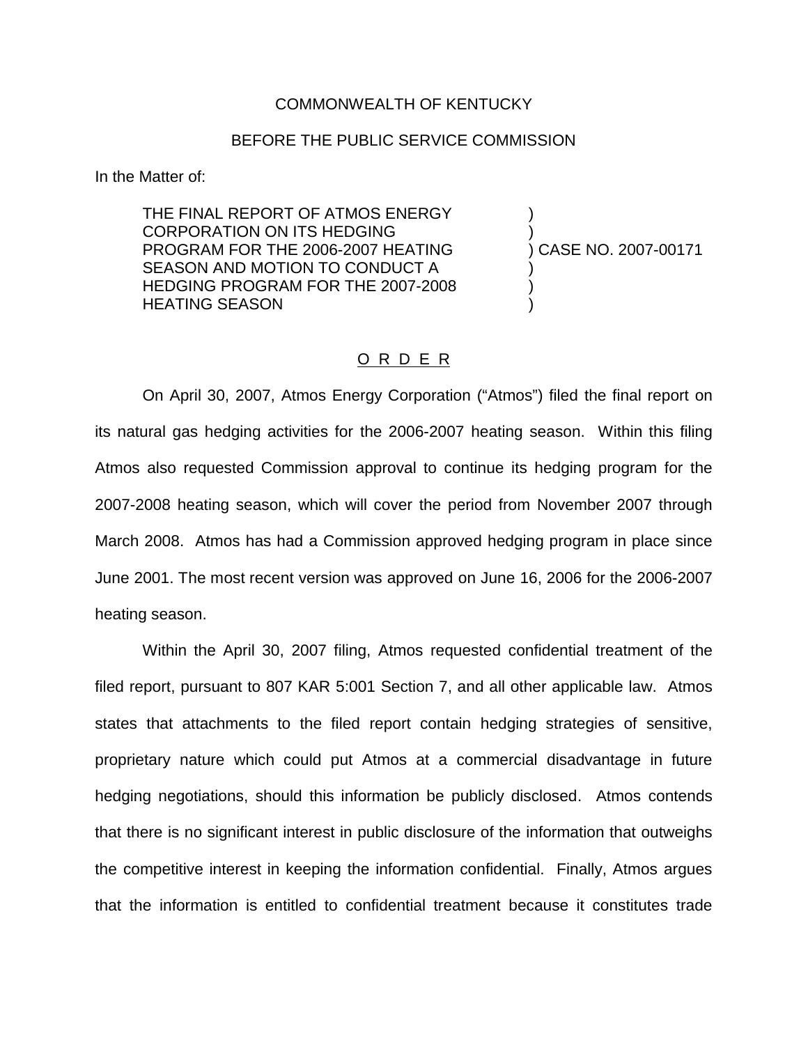COMMONWEALTH OF KENTUCKY

BEFORE THE PUBLIC SERVICE COMMISSION

In the Matter of:

| | | |
|---|---|---|
| THE FINAL REPORT OF ATMOS ENERGY CORPORATION ON ITS HEDGING PROGRAM FOR THE 2006-2007 HEATING SEASON AND MOTION TO CONDUCT A HEDGING PROGRAM FOR THE 2007-2008 HEATING SEASON | ) | CASE NO. 2007-00171 |

## O R D E R

On April 30, 2007, Atmos Energy Corporation ("Atmos") filed the final report on its natural gas hedging activities for the 2006-2007 heating season. Within this filing Atmos also requested Commission approval to continue its hedging program for the 2007-2008 heating season, which will cover the period from November 2007 through March 2008. Atmos has had a Commission approved hedging program in place since June 2001. The most recent version was approved on June 16, 2006 for the 2006-2007 heating season.

Within the April 30, 2007 filing, Atmos requested confidential treatment of the filed report, pursuant to 807 KAR 5:001 Section 7, and all other applicable law. Atmos states that attachments to the filed report contain hedging strategies of sensitive, proprietary nature which could put Atmos at a commercial disadvantage in future hedging negotiations, should this information be publicly disclosed. Atmos contends that there is no significant interest in public disclosure of the information that outweighs the competitive interest in keeping the information confidential. Finally, Atmos argues that the information is entitled to confidential treatment because it constitutes trade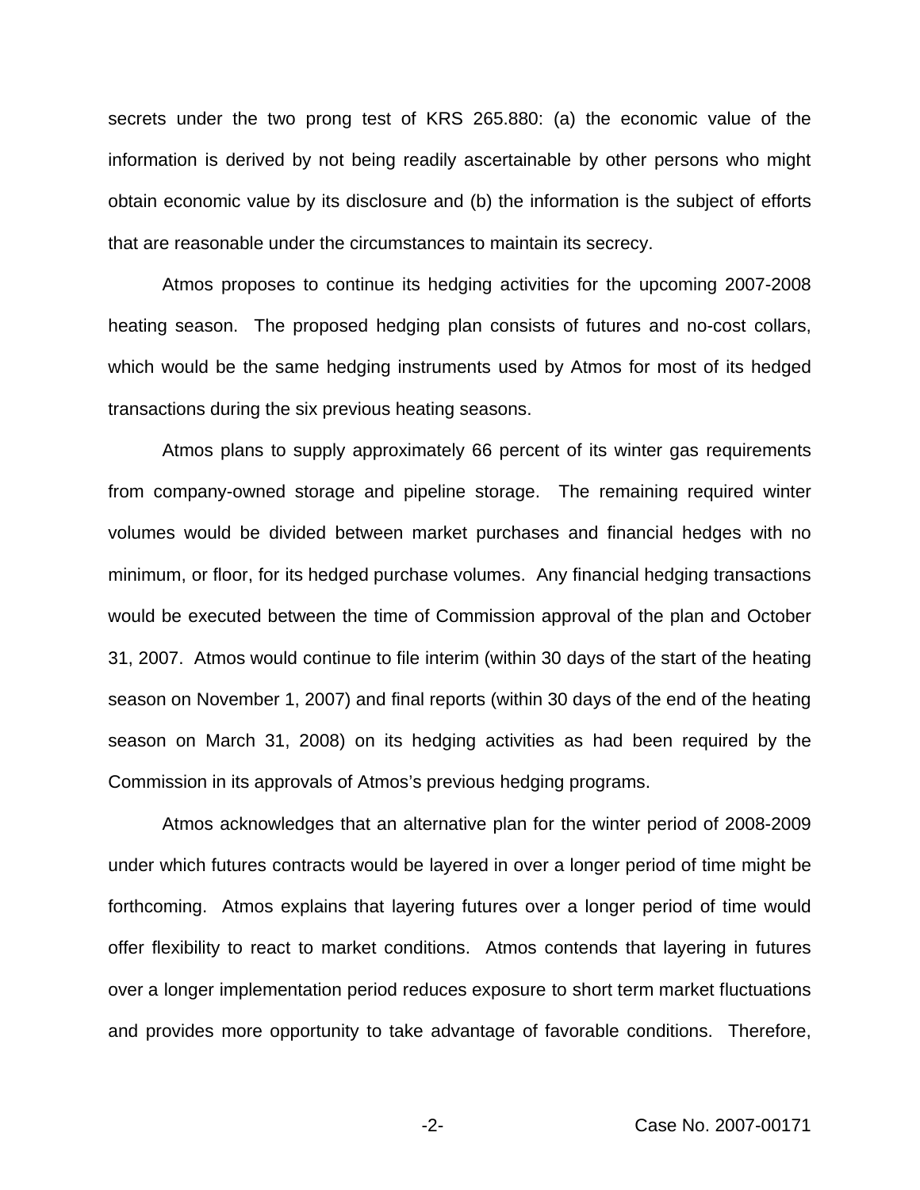secrets under the two prong test of KRS 265.880: (a) the economic value of the information is derived by not being readily ascertainable by other persons who might obtain economic value by its disclosure and (b) the information is the subject of efforts that are reasonable under the circumstances to maintain its secrecy.

Atmos proposes to continue its hedging activities for the upcoming 2007-2008 heating season. The proposed hedging plan consists of futures and no-cost collars, which would be the same hedging instruments used by Atmos for most of its hedged transactions during the six previous heating seasons.

Atmos plans to supply approximately 66 percent of its winter gas requirements from company-owned storage and pipeline storage. The remaining required winter volumes would be divided between market purchases and financial hedges with no minimum, or floor, for its hedged purchase volumes. Any financial hedging transactions would be executed between the time of Commission approval of the plan and October 31, 2007. Atmos would continue to file interim (within 30 days of the start of the heating season on November 1, 2007) and final reports (within 30 days of the end of the heating season on March 31, 2008) on its hedging activities as had been required by the Commission in its approvals of Atmos's previous hedging programs.

Atmos acknowledges that an alternative plan for the winter period of 2008-2009 under which futures contracts would be layered in over a longer period of time might be forthcoming. Atmos explains that layering futures over a longer period of time would offer flexibility to react to market conditions. Atmos contends that layering in futures over a longer implementation period reduces exposure to short term market fluctuations and provides more opportunity to take advantage of favorable conditions. Therefore,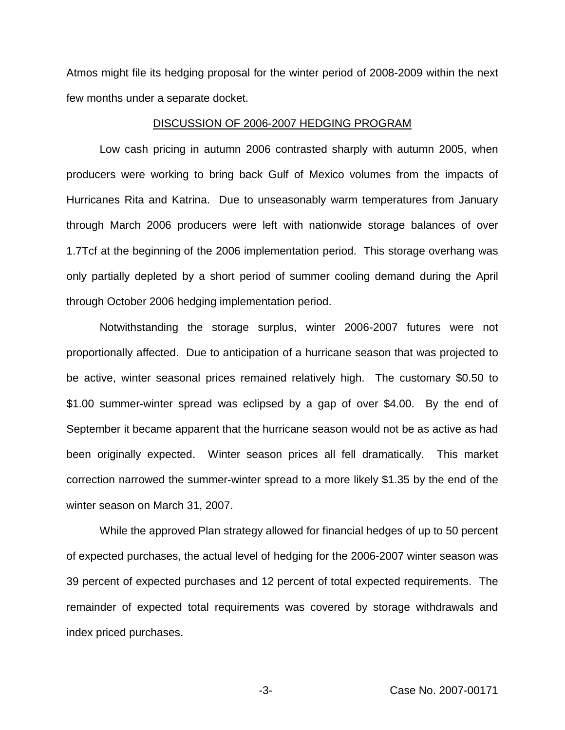Atmos might file its hedging proposal for the winter period of 2008-2009 within the next few months under a separate docket.

## DISCUSSION OF 2006-2007 HEDGING PROGRAM

Low cash pricing in autumn 2006 contrasted sharply with autumn 2005, when producers were working to bring back Gulf of Mexico volumes from the impacts of Hurricanes Rita and Katrina. Due to unseasonably warm temperatures from January through March 2006 producers were left with nationwide storage balances of over 1.7Tcf at the beginning of the 2006 implementation period. This storage overhang was only partially depleted by a short period of summer cooling demand during the April through October 2006 hedging implementation period.

Notwithstanding the storage surplus, winter 2006-2007 futures were not proportionally affected. Due to anticipation of a hurricane season that was projected to be active, winter seasonal prices remained relatively high. The customary $0.50 to $1.00 summer-winter spread was eclipsed by a gap of over $4.00. By the end of September it became apparent that the hurricane season would not be as active as had been originally expected. Winter season prices all fell dramatically. This market correction narrowed the summer-winter spread to a more likely $1.35 by the end of the winter season on March 31, 2007.

While the approved Plan strategy allowed for financial hedges of up to 50 percent of expected purchases, the actual level of hedging for the 2006-2007 winter season was 39 percent of expected purchases and 12 percent of total expected requirements. The remainder of expected total requirements was covered by storage withdrawals and index priced purchases.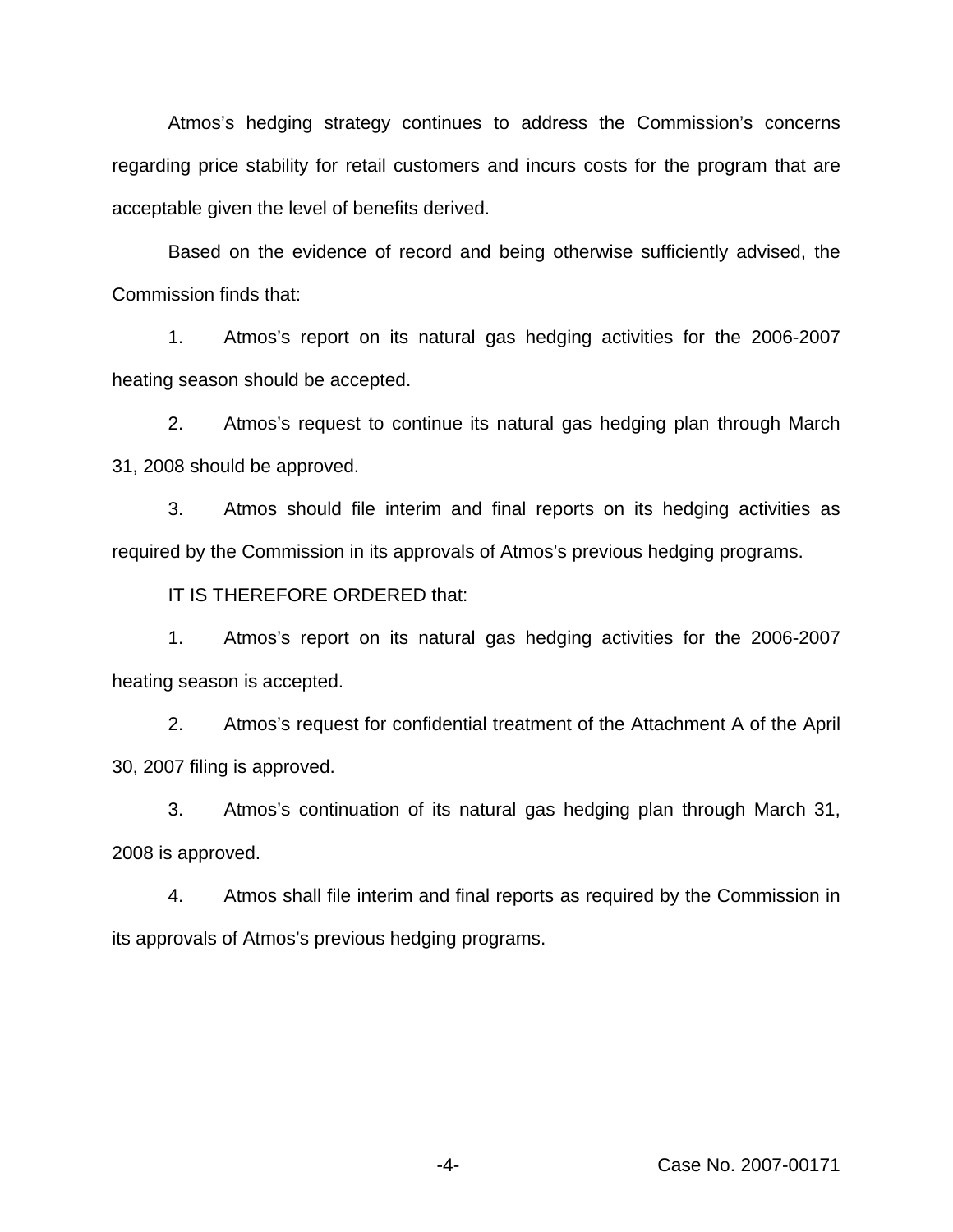Atmos's hedging strategy continues to address the Commission's concerns regarding price stability for retail customers and incurs costs for the program that are acceptable given the level of benefits derived.

Based on the evidence of record and being otherwise sufficiently advised, the Commission finds that:

1. Atmos's report on its natural gas hedging activities for the 2006-2007 heating season should be accepted.

2. Atmos's request to continue its natural gas hedging plan through March 31, 2008 should be approved.

3. Atmos should file interim and final reports on its hedging activities as required by the Commission in its approvals of Atmos's previous hedging programs.

IT IS THEREFORE ORDERED that:

1. Atmos's report on its natural gas hedging activities for the 2006-2007 heating season is accepted.

2. Atmos's request for confidential treatment of the Attachment A of the April 30, 2007 filing is approved.

3. Atmos's continuation of its natural gas hedging plan through March 31, 2008 is approved.

4. Atmos shall file interim and final reports as required by the Commission in its approvals of Atmos's previous hedging programs.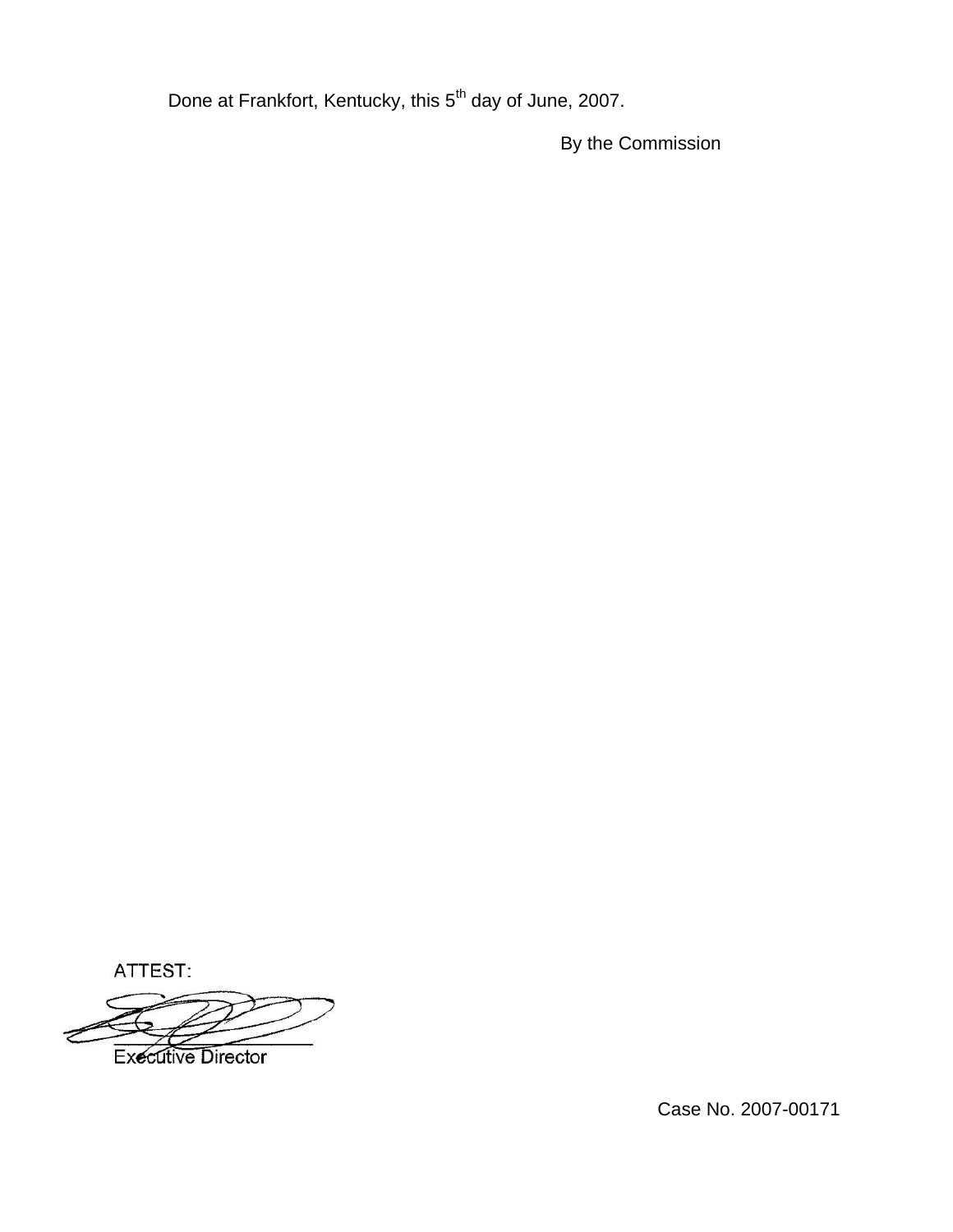Done at Frankfort, Kentucky, this 5th day of June, 2007.

By the Commission

ATTEST:

Executive Director

Case No. 2007-00171